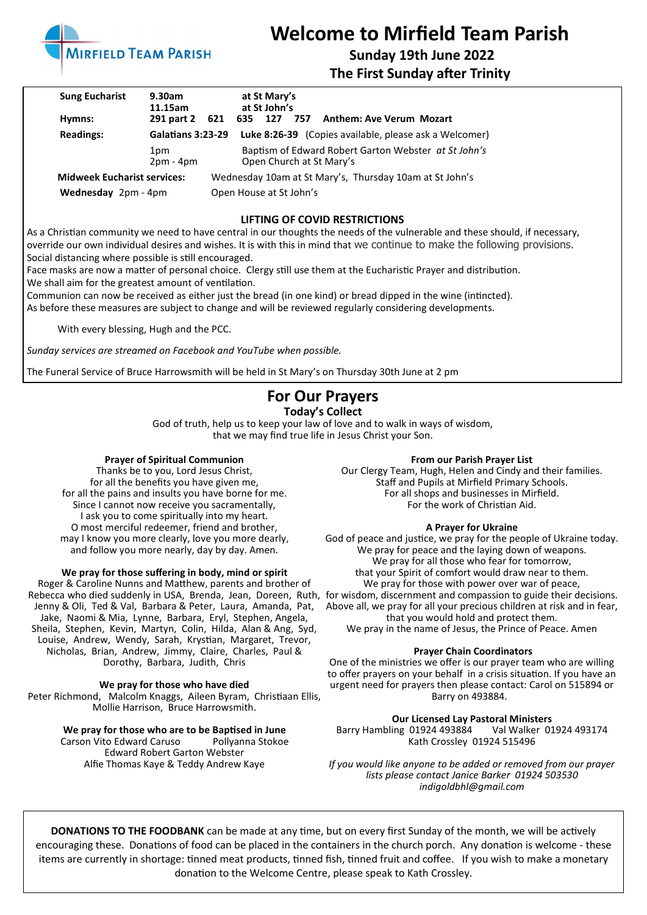MIRFIELD TEAM PARISH

# Welcome to Mirfield Team Parish

## Sunday 19th June 2022
## The First Sunday after Trinity

| | | |
|---|---|---|
| **Sung Eucharist** | **9.30am** | **at St Mary's** |
| | **11.15am** | **at St John's** |
| **Hymns:** | **291 part 2 621** | **635 127 757 Anthem: Ave Verum Mozart** |
| **Readings:** | **Galatians 3:23-29** | **Luke 8:26-39** (Copies available, please ask a Welcomer) |
| | 1pm | Baptism of Edward Robert Garton Webster *at St John's* |
| | 2pm - 4pm | Open Church at St Mary's |
| **Midweek Eucharist services:** | | Wednesday 10am at St Mary's, Thursday 10am at St John's |
| **Wednesday** 2pm - 4pm | | Open House at St John's |

**LIFTING OF COVID RESTRICTIONS**

As a Christian community we need to have central in our thoughts the needs of the vulnerable and these should, if necessary, override our own individual desires and wishes. It is with this in mind that we continue to make the following provisions.
Social distancing where possible is still encouraged.
Face masks are now a matter of personal choice. Clergy still use them at the Eucharistic Prayer and distribution.
We shall aim for the greatest amount of ventilation.
Communion can now be received as either just the bread (in one kind) or bread dipped in the wine (intincted).
As before these measures are subject to change and will be reviewed regularly considering developments.

With every blessing, Hugh and the PCC.

*Sunday services are streamed on Facebook and YouTube when possible.*

The Funeral Service of Bruce Harrowsmith will be held in St Mary's on Thursday 30th June at 2 pm

# For Our Prayers

### Today's Collect

God of truth, help us to keep your law of love and to walk in ways of wisdom,
that we may find true life in Jesus Christ your Son.

**Prayer of Spiritual Communion**

Thanks be to you, Lord Jesus Christ,
for all the benefits you have given me,
for all the pains and insults you have borne for me.
Since I cannot now receive you sacramentally,
I ask you to come spiritually into my heart.
O most merciful redeemer, friend and brother,
may I know you more clearly, love you more dearly,
and follow you more nearly, day by day. Amen.

**We pray for those suffering in body, mind or spirit**

Roger & Caroline Nunns and Matthew, parents and brother of Rebecca who died suddenly in USA, Brenda, Jean, Doreen, Ruth, Jenny & Oli, Ted & Val, Barbara & Peter, Laura, Amanda, Pat, Jake, Naomi & Mia, Lynne, Barbara, Eryl, Stephen, Angela, Sheila, Stephen, Kevin, Martyn, Colin, Hilda, Alan & Ang, Syd, Louise, Andrew, Wendy, Sarah, Krystian, Margaret, Trevor, Nicholas, Brian, Andrew, Jimmy, Claire, Charles, Paul & Dorothy, Barbara, Judith, Chris

**We pray for those who have died**

Peter Richmond, Malcolm Knaggs, Aileen Byram, Christiaan Ellis, Mollie Harrison, Bruce Harrowsmith.

**We pray for those who are to be Baptised in June**

Carson Vito Edward Caruso    Pollyanna Stokoe
Edward Robert Garton Webster
Alfie Thomas Kaye & Teddy Andrew Kaye

**From our Parish Prayer List**

Our Clergy Team, Hugh, Helen and Cindy and their families.
Staff and Pupils at Mirfield Primary Schools.
For all shops and businesses in Mirfield.
For the work of Christian Aid.

**A Prayer for Ukraine**

God of peace and justice, we pray for the people of Ukraine today.
We pray for peace and the laying down of weapons.
We pray for all those who fear for tomorrow,
that your Spirit of comfort would draw near to them.
We pray for those with power over war of peace,
for wisdom, discernment and compassion to guide their decisions.
Above all, we pray for all your precious children at risk and in fear,
that you would hold and protect them.
We pray in the name of Jesus, the Prince of Peace. Amen

**Prayer Chain Coordinators**

One of the ministries we offer is our prayer team who are willing to offer prayers on your behalf in a crisis situation. If you have an urgent need for prayers then please contact: Carol on 515894 or Barry on 493884.

**Our Licensed Lay Pastoral Ministers**

Barry Hambling 01924 493884    Val Walker 01924 493174
Kath Crossley 01924 515496

*If you would like anyone to be added or removed from our prayer lists please contact Janice Barker 01924 503530 indigoldbhl@gmail.com*

**DONATIONS TO THE FOODBANK** can be made at any time, but on every first Sunday of the month, we will be actively encouraging these. Donations of food can be placed in the containers in the church porch. Any donation is welcome - these items are currently in shortage: tinned meat products, tinned fish, tinned fruit and coffee. If you wish to make a monetary donation to the Welcome Centre, please speak to Kath Crossley.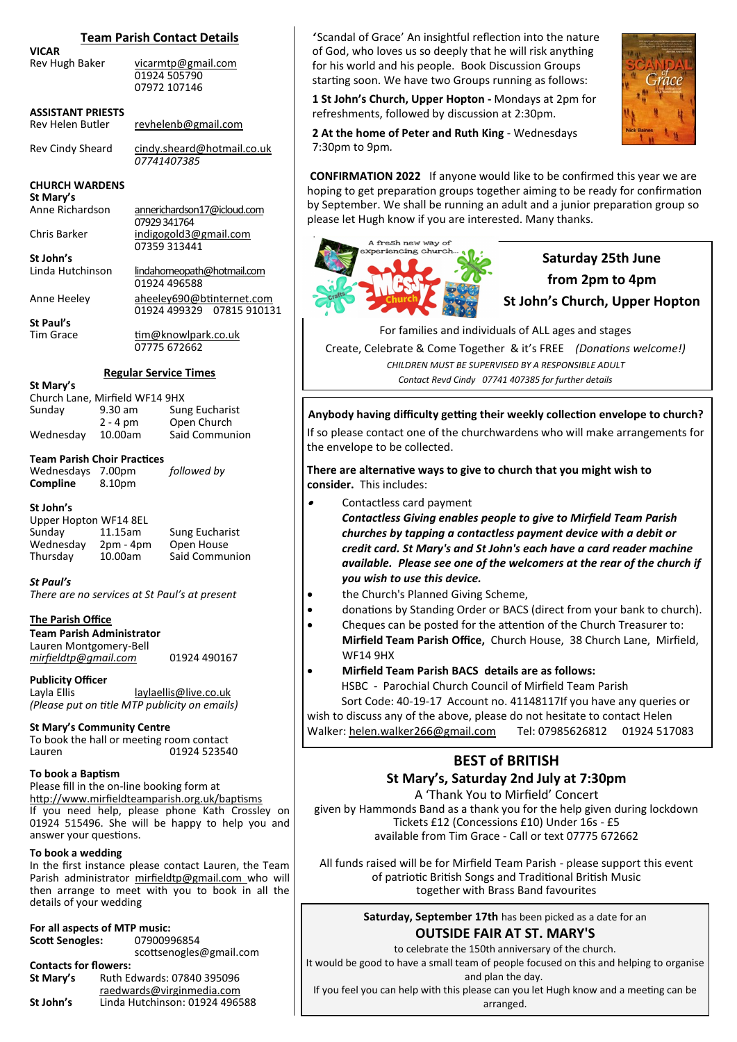## Team Parish Contact Details

**VICAR**

Rev Hugh Baker — vicarmtp@gmail.com — 01924 505790 — 07972 107146

**ASSISTANT PRIESTS**

Rev Helen Butler — revhelenb@gmail.com

Rev Cindy Sheard — cindy.sheard@hotmail.co.uk — *07741407385*

**CHURCH WARDENS**

**St Mary's**

Anne Richardson — annerichardson17@icloud.com — 07929 341764

Chris Barker — indigogold3@gmail.com — 07359 313441

**St John's**

Linda Hutchinson — lindahomeopath@hotmail.com — 01924 496588

Anne Heeley — aheeley690@btinternet.com — 01924 499329 07815 910131

**St Paul's**

Tim Grace — tim@knowlpark.co.uk — 07775 672662

## Regular Service Times

**St Mary's**

Church Lane, Mirfield WF14 9HX

| | | |
|---|---|---|
| Sunday | 9.30 am | Sung Eucharist |
| | 2 - 4 pm | Open Church |
| Wednesday | 10.00am | Said Communion |

**Team Parish Choir Practices**

Wednesdays 7.00pm *followed by*

**Compline** 8.10pm

**St John's**

Upper Hopton WF14 8EL

| | | |
|---|---|---|
| Sunday | 11.15am | Sung Eucharist |
| Wednesday | 2pm - 4pm | Open House |
| Thursday | 10.00am | Said Communion |

***St Paul's***

*There are no services at St Paul's at present*

**The Parish Office**

**Team Parish Administrator**

Lauren Montgomery-Bell

*mirfieldtp@gmail.com* 01924 490167

**Publicity Officer**

Layla Ellis laylaellis@live.co.uk

*(Please put on title MTP publicity on emails)*

**St Mary's Community Centre**

To book the hall or meeting room contact

Lauren 01924 523540

**To book a Baptism**

Please fill in the on-line booking form at http://www.mirfieldteamparish.org.uk/baptisms

If you need help, please phone Kath Crossley on 01924 515496. She will be happy to help you and answer your questions.

**To book a wedding**

In the first instance please contact Lauren, the Team Parish administrator mirfieldtp@gmail.com who will then arrange to meet with you to book in all the details of your wedding

**For all aspects of MTP music:**

**Scott Senogles:** 07900996854 scottsenogles@gmail.com

**Contacts for flowers:**

**St Mary's** Ruth Edwards: 07840 395096 raedwards@virginmedia.com

**St John's** Linda Hutchinson: 01924 496588

'Scandal of Grace' An insightful reflection into the nature of God, who loves us so deeply that he will risk anything for his world and his people. Book Discussion Groups starting soon. We have two Groups running as follows:

**1 St John's Church, Upper Hopton -** Mondays at 2pm for refreshments, followed by discussion at 2:30pm.

**2 At the home of Peter and Ruth King** - Wednesdays 7:30pm to 9pm.

**CONFIRMATION 2022** If anyone would like to be confirmed this year we are hoping to get preparation groups together aiming to be ready for confirmation by September. We shall be running an adult and a junior preparation group so please let Hugh know if you are interested. Many thanks.

**Saturday 25th June**
**from 2pm to 4pm**
**St John's Church, Upper Hopton**

For families and individuals of ALL ages and stages

Create, Celebrate & Come Together & it's FREE *(Donations welcome!)*

*CHILDREN MUST BE SUPERVISED BY A RESPONSIBLE ADULT*

*Contact Revd Cindy 07741 407385 for further details*

**Anybody having difficulty getting their weekly collection envelope to church?** If so please contact one of the churchwardens who will make arrangements for the envelope to be collected.

**There are alternative ways to give to church that you might wish to consider.** This includes:

- Contactless card payment
  ***Contactless Giving enables people to give to Mirfield Team Parish churches by tapping a contactless payment device with a debit or credit card. St Mary's and St John's each have a card reader machine available. Please see one of the welcomers at the rear of the church if you wish to use this device.***
- the Church's Planned Giving Scheme,
- donations by Standing Order or BACS (direct from your bank to church).
- Cheques can be posted for the attention of the Church Treasurer to: **Mirfield Team Parish Office,** Church House, 38 Church Lane, Mirfield, WF14 9HX
- **Mirfield Team Parish BACS details are as follows:**
  HSBC - Parochial Church Council of Mirfield Team Parish
  Sort Code: 40-19-17 Account no. 41148117If you have any queries or wish to discuss any of the above, please do not hesitate to contact Helen Walker: helen.walker266@gmail.com Tel: 07985626812 01924 517083

## BEST of BRITISH

### St Mary's, Saturday 2nd July at 7:30pm

A 'Thank You to Mirfield' Concert

given by Hammonds Band as a thank you for the help given during lockdown

Tickets £12 (Concessions £10) Under 16s - £5

available from Tim Grace - Call or text 07775 672662

All funds raised will be for Mirfield Team Parish - please support this event of patriotic British Songs and Traditional British Music together with Brass Band favourites

**Saturday, September 17th** has been picked as a date for an

**OUTSIDE FAIR AT ST. MARY'S**

to celebrate the 150th anniversary of the church.

It would be good to have a small team of people focused on this and helping to organise and plan the day.

If you feel you can help with this please can you let Hugh know and a meeting can be arranged.